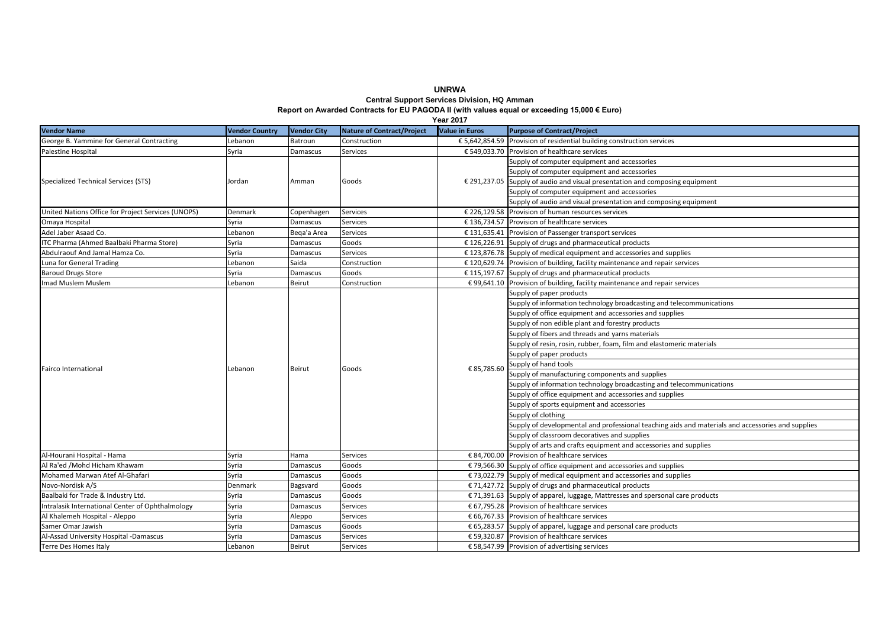# UNRWA

### Central Support Services Division, HQ Amman

### Report on Awarded Contracts for EU PAGODA II (with values equal or exceeding 15,000 € Euro)

### Year 2017

| Vendor Name | Vendor Country | Vendor City | Nature of Contract/Project | Value in Euros | Purpose of Contract/Project |
|---|---|---|---|---|---|
| George B. Yammine for General Contracting | Lebanon | Batroun | Construction | € 5,642,854.59 | Provision of residential building construction services |
| Palestine Hospital | Syria | Damascus | Services | € 549,033.70 | Provision of healthcare services |
| Specialized Technical Services (STS) | Jordan | Amman | Goods | € 291,237.05 | Supply of computer equipment and accessories |
| | | | | | Supply of computer equipment and accessories |
| | | | | | Supply of audio and visual presentation and composing equipment |
| | | | | | Supply of computer equipment and accessories |
| | | | | | Supply of audio and visual presentation and composing equipment |
| United Nations Office for Project Services (UNOPS) | Denmark | Copenhagen | Services | € 226,129.58 | Provision of human resources services |
| Omaya Hospital | Syria | Damascus | Services | € 136,734.57 | Provision of healthcare services |
| Adel Jaber Asaad Co. | Lebanon | Beqa'a Area | Services | € 131,635.41 | Provision of Passenger transport services |
| ITC Pharma (Ahmed Baalbaki Pharma Store) | Syria | Damascus | Goods | € 126,226.91 | Supply of drugs and pharmaceutical products |
| Abdulraouf And Jamal Hamza Co. | Syria | Damascus | Services | € 123,876.78 | Supply of medical equipment and accessories and supplies |
| Luna for General Trading | Lebanon | Saida | Construction | € 120,629.74 | Provision of building, facility maintenance and repair services |
| Baroud Drugs Store | Syria | Damascus | Goods | € 115,197.67 | Supply of drugs and pharmaceutical products |
| Imad Muslem Muslem | Lebanon | Beirut | Construction | € 99,641.10 | Provision of building, facility maintenance and repair services |
| Fairco International | Lebanon | Beirut | Goods | € 85,785.60 | Supply of paper products |
| | | | | | Supply of information technology broadcasting and telecommunications |
| | | | | | Supply of office equipment and accessories and supplies |
| | | | | | Supply of non edible plant and forestry products |
| | | | | | Supply of fibers and threads and yarns materials |
| | | | | | Supply of resin, rosin, rubber, foam, film and elastomeric materials |
| | | | | | Supply of paper products |
| | | | | | Supply of hand tools |
| | | | | | Supply of manufacturing components and supplies |
| | | | | | Supply of information technology broadcasting and telecommunications |
| | | | | | Supply of office equipment and accessories and supplies |
| | | | | | Supply of sports equipment and accessories |
| | | | | | Supply of clothing |
| | | | | | Supply of developmental and professional teaching aids and materials and accessories and supplies |
| | | | | | Supply of classroom decoratives and supplies |
| | | | | | Supply of arts and crafts equipment and accessories and supplies |
| Al-Hourani Hospital - Hama | Syria | Hama | Services | € 84,700.00 | Provision of healthcare services |
| Al Ra'ed /Mohd Hicham Khawam | Syria | Damascus | Goods | € 79,566.30 | Supply of office equipment and accessories and supplies |
| Mohamed Marwan Atef Al-Ghafari | Syria | Damascus | Goods | € 73,022.79 | Supply of medical equipment and accessories and supplies |
| Novo-Nordisk A/S | Denmark | Bagsvard | Goods | € 71,427.72 | Supply of drugs and pharmaceutical products |
| Baalbaki for Trade & Industry Ltd. | Syria | Damascus | Goods | € 71,391.63 | Supply of apparel, luggage, Mattresses and spersonal care products |
| Intralasik International Center of Ophthalmology | Syria | Damascus | Services | € 67,795.28 | Provision of healthcare services |
| Al Khalemeh Hospital - Aleppo | Syria | Aleppo | Services | € 66,767.33 | Provision of healthcare services |
| Samer Omar Jawish | Syria | Damascus | Goods | € 65,283.57 | Supply of apparel, luggage and personal care products |
| Al-Assad University Hospital -Damascus | Syria | Damascus | Services | € 59,320.87 | Provision of healthcare services |
| Terre Des Homes Italy | Lebanon | Beirut | Services | € 58,547.99 | Provision of advertising services |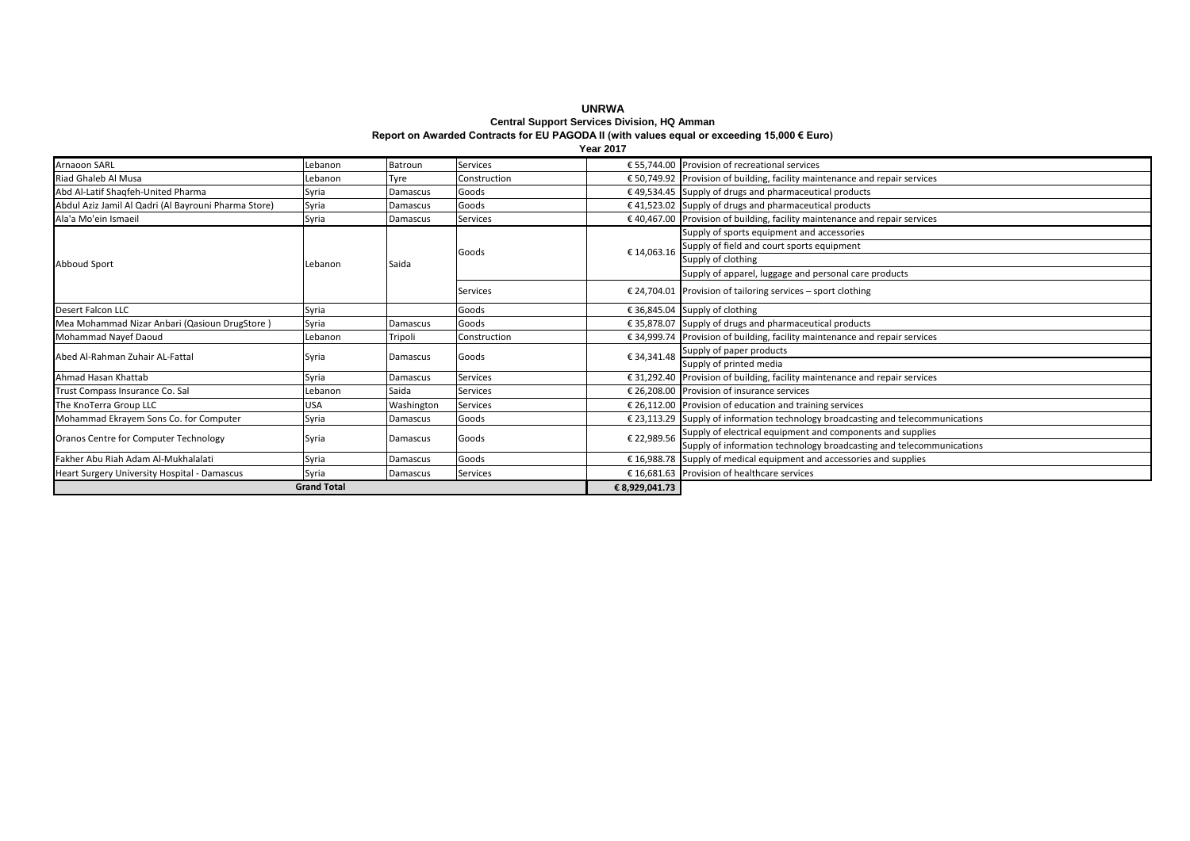**UNRWA**
**Central Support Services Division, HQ Amman**
**Report on Awarded Contracts for EU PAGODA II (with values equal or exceeding 15,000 € Euro)**
**Year 2017**

| | | | | | |
|---|---|---|---|---|---|
| Arnaoon SARL | Lebanon | Batroun | Services | € 55,744.00 | Provision of recreational services |
| Riad Ghaleb Al Musa | Lebanon | Tyre | Construction | € 50,749.92 | Provision of building, facility maintenance and repair services |
| Abd Al-Latif Shaqfeh-United Pharma | Syria | Damascus | Goods | € 49,534.45 | Supply of drugs and pharmaceutical products |
| Abdul Aziz Jamil Al Qadri (Al Bayrouni Pharma Store) | Syria | Damascus | Goods | € 41,523.02 | Supply of drugs and pharmaceutical products |
| Ala'a Mo'ein Ismaeil | Syria | Damascus | Services | € 40,467.00 | Provision of building, facility maintenance and repair services |
| Abboud Sport | Lebanon | Saida | Goods | € 14,063.16 | Supply of sports equipment and accessories |
| | | | | | Supply of field and court sports equipment |
| | | | | | Supply of clothing |
| | | | | | Supply of apparel, luggage and personal care products |
| | | | Services | € 24,704.01 | Provision of tailoring services – sport clothing |
| Desert Falcon LLC | Syria | | Goods | € 36,845.04 | Supply of clothing |
| Mea Mohammad Nizar Anbari (Qasioun DrugStore ) | Syria | Damascus | Goods | € 35,878.07 | Supply of drugs and pharmaceutical products |
| Mohammad Nayef Daoud | Lebanon | Tripoli | Construction | € 34,999.74 | Provision of building, facility maintenance and repair services |
| Abed Al-Rahman Zuhair AL-Fattal | Syria | Damascus | Goods | € 34,341.48 | Supply of paper products |
| | | | | | Supply of printed media |
| Ahmad Hasan Khattab | Syria | Damascus | Services | € 31,292.40 | Provision of building, facility maintenance and repair services |
| Trust Compass Insurance Co. Sal | Lebanon | Saida | Services | € 26,208.00 | Provision of insurance services |
| The KnoTerra Group LLC | USA | Washington | Services | € 26,112.00 | Provision of education and training services |
| Mohammad Ekrayem Sons Co. for Computer | Syria | Damascus | Goods | € 23,113.29 | Supply of information technology broadcasting and telecommunications |
| Oranos Centre for Computer Technology | Syria | Damascus | Goods | € 22,989.56 | Supply of electrical equipment and components and supplies |
| | | | | | Supply of information technology broadcasting and telecommunications |
| Fakher Abu Riah Adam Al-Mukhalalati | Syria | Damascus | Goods | € 16,988.78 | Supply of medical equipment and accessories and supplies |
| Heart Surgery University Hospital - Damascus | Syria | Damascus | Services | € 16,681.63 | Provision of healthcare services |
| **Grand Total** | | | | **€ 8,929,041.73** | |